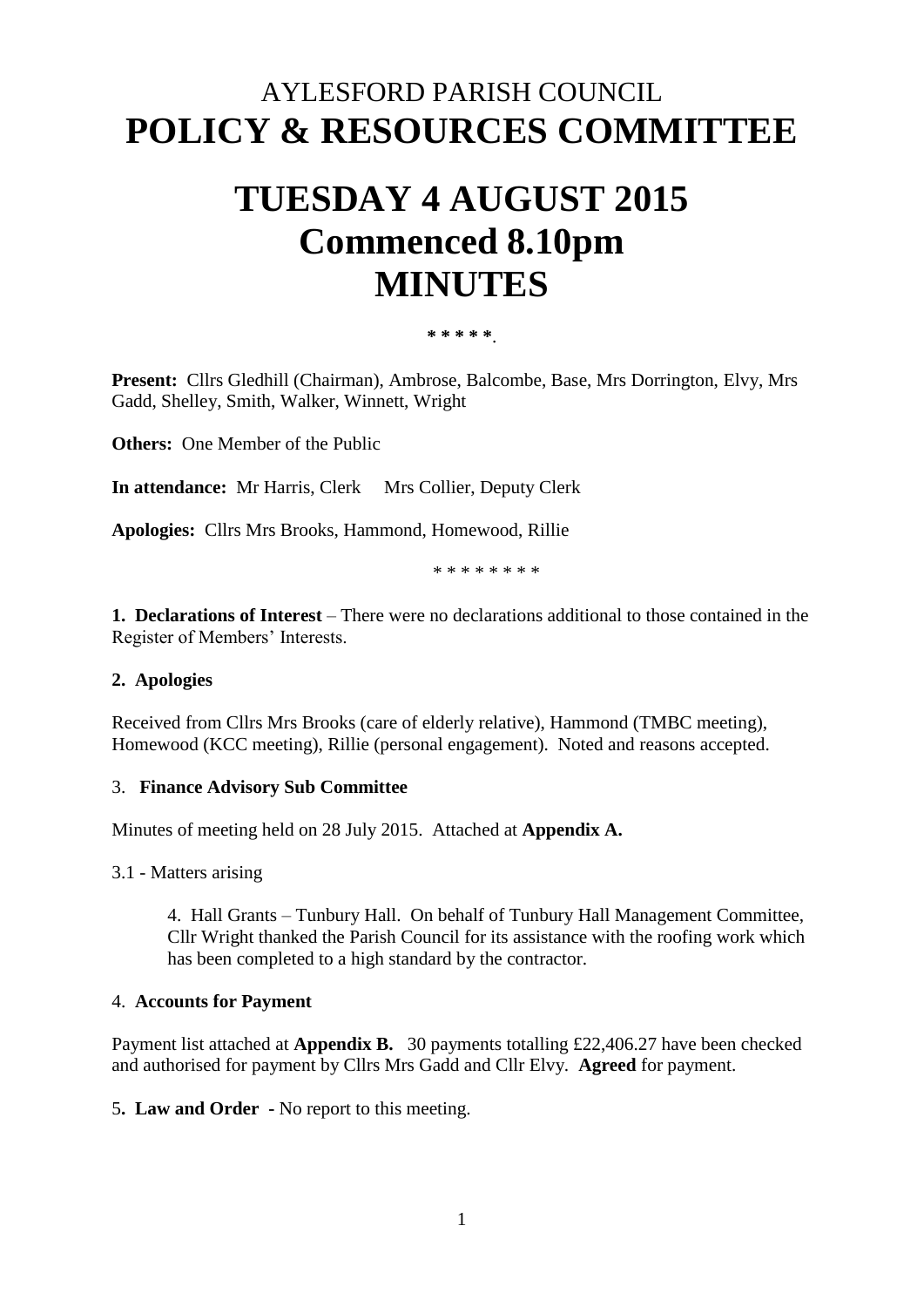# AYLESFORD PARISH COUNCIL
# POLICY & RESOURCES COMMITTEE

# TUESDAY 4 AUGUST 2015
# Commenced 8.10pm
# MINUTES

*****.

**Present:** Cllrs Gledhill (Chairman), Ambrose, Balcombe, Base, Mrs Dorrington, Elvy, Mrs Gadd, Shelley, Smith, Walker, Winnett, Wright

**Others:** One Member of the Public

**In attendance:** Mr Harris, Clerk  Mrs Collier, Deputy Clerk

**Apologies:** Cllrs Mrs Brooks, Hammond, Homewood, Rillie

* * * * * * * *

**1. Declarations of Interest** – There were no declarations additional to those contained in the Register of Members' Interests.

**2. Apologies**

Received from Cllrs Mrs Brooks (care of elderly relative), Hammond (TMBC meeting), Homewood (KCC meeting), Rillie (personal engagement). Noted and reasons accepted.

3. **Finance Advisory Sub Committee**

Minutes of meeting held on 28 July 2015. Attached at **Appendix A.**

3.1 - Matters arising

> 4. Hall Grants – Tunbury Hall. On behalf of Tunbury Hall Management Committee, Cllr Wright thanked the Parish Council for its assistance with the roofing work which has been completed to a high standard by the contractor.

4. **Accounts for Payment**

Payment list attached at **Appendix B.** 30 payments totalling £22,406.27 have been checked and authorised for payment by Cllrs Mrs Gadd and Cllr Elvy. **Agreed** for payment.

5**. Law and Order** - No report to this meeting.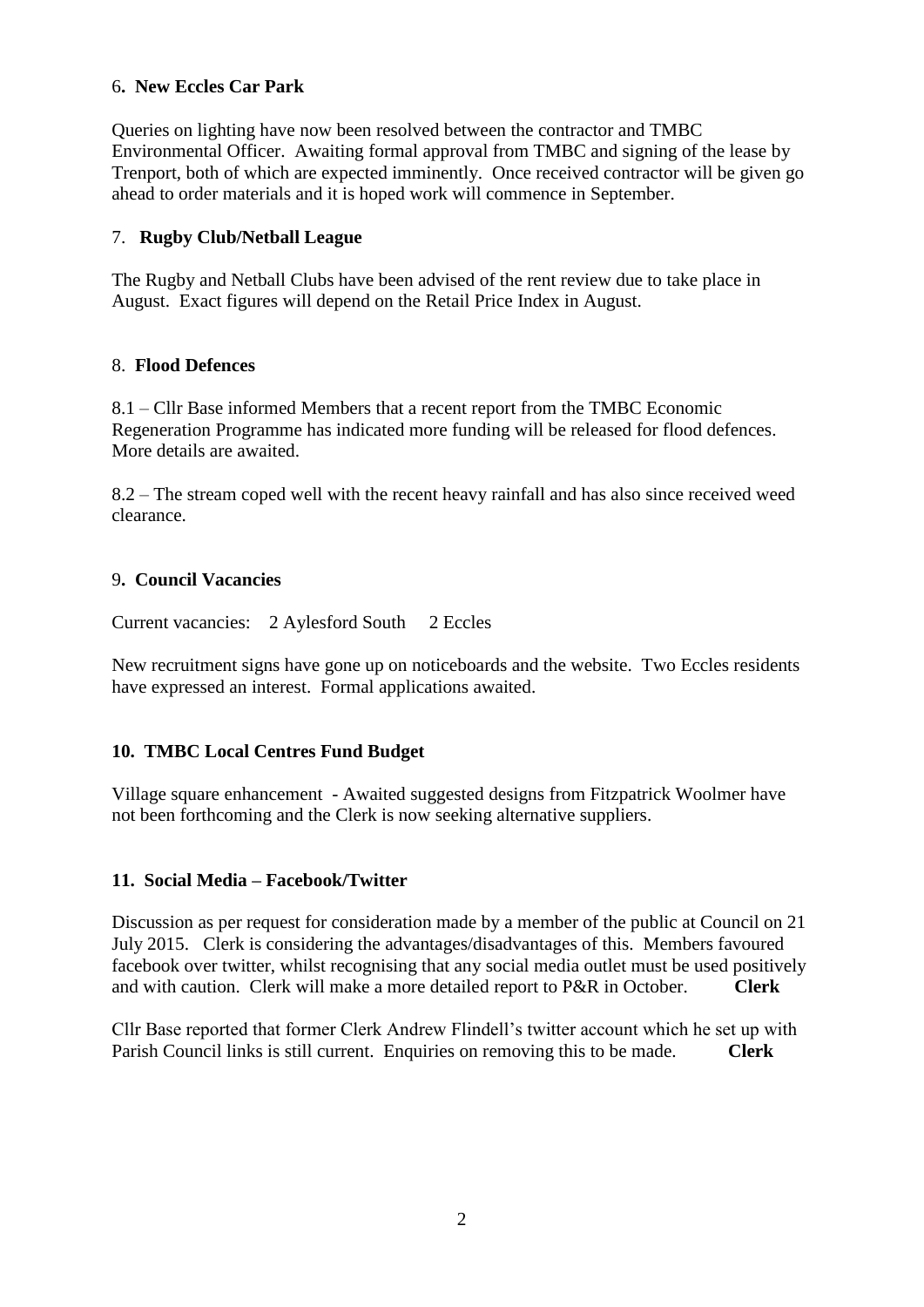## 6. New Eccles Car Park

Queries on lighting have now been resolved between the contractor and TMBC Environmental Officer. Awaiting formal approval from TMBC and signing of the lease by Trenport, both of which are expected imminently. Once received contractor will be given go ahead to order materials and it is hoped work will commence in September.

## 7. Rugby Club/Netball League

The Rugby and Netball Clubs have been advised of the rent review due to take place in August. Exact figures will depend on the Retail Price Index in August.

## 8. Flood Defences

8.1 – Cllr Base informed Members that a recent report from the TMBC Economic Regeneration Programme has indicated more funding will be released for flood defences. More details are awaited.

8.2 – The stream coped well with the recent heavy rainfall and has also since received weed clearance.

## 9. Council Vacancies

Current vacancies: 2 Aylesford South 2 Eccles

New recruitment signs have gone up on noticeboards and the website. Two Eccles residents have expressed an interest. Formal applications awaited.

## 10. TMBC Local Centres Fund Budget

Village square enhancement - Awaited suggested designs from Fitzpatrick Woolmer have not been forthcoming and the Clerk is now seeking alternative suppliers.

## 11. Social Media – Facebook/Twitter

Discussion as per request for consideration made by a member of the public at Council on 21 July 2015. Clerk is considering the advantages/disadvantages of this. Members favoured facebook over twitter, whilst recognising that any social media outlet must be used positively and with caution. Clerk will make a more detailed report to P&R in October. **Clerk**

Cllr Base reported that former Clerk Andrew Flindell's twitter account which he set up with Parish Council links is still current. Enquiries on removing this to be made. **Clerk**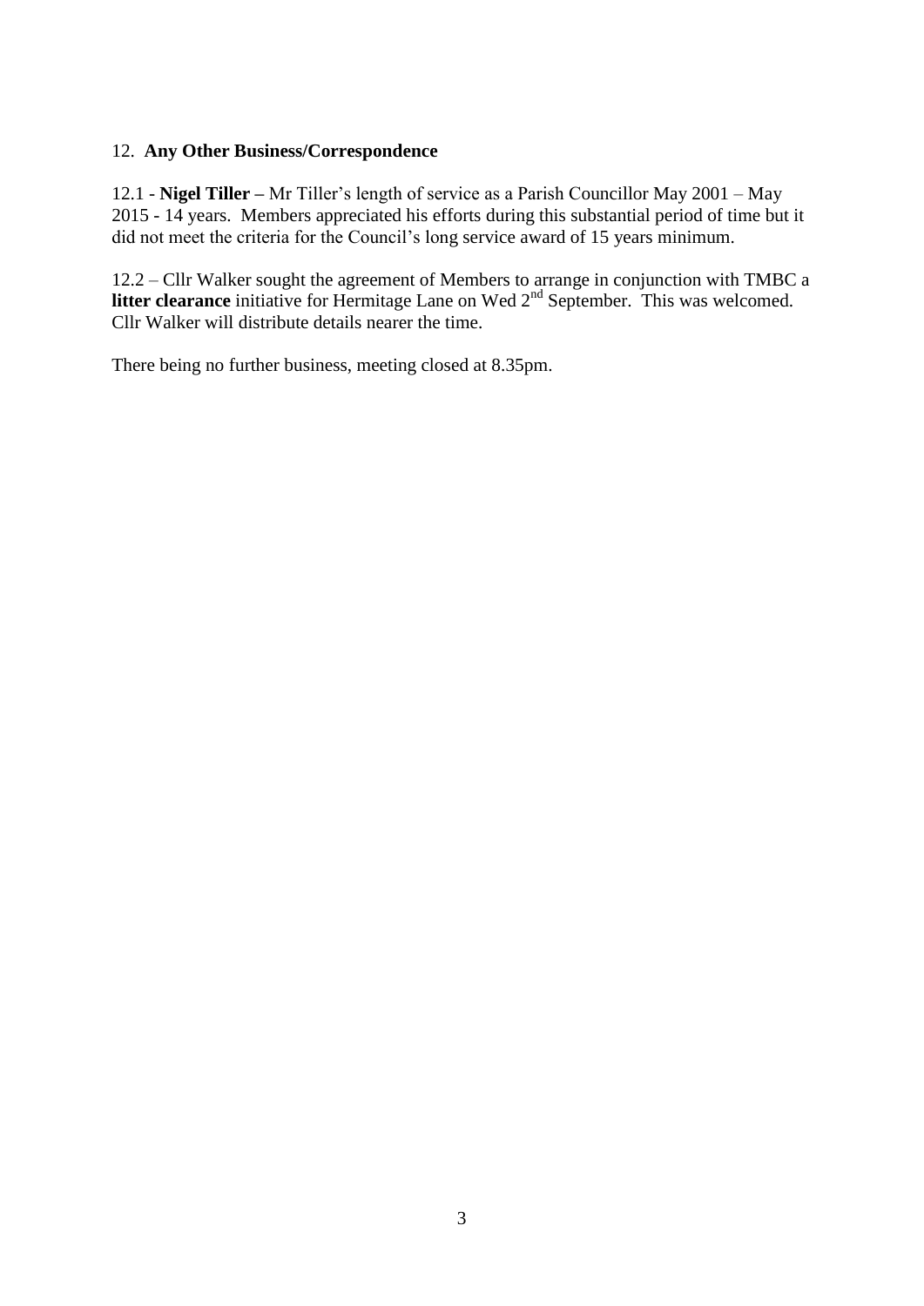## 12. **Any Other Business/Correspondence**

12.1 - **Nigel Tiller –** Mr Tiller's length of service as a Parish Councillor May 2001 – May 2015 - 14 years. Members appreciated his efforts during this substantial period of time but it did not meet the criteria for the Council's long service award of 15 years minimum.

12.2 – Cllr Walker sought the agreement of Members to arrange in conjunction with TMBC a **litter clearance** initiative for Hermitage Lane on Wed 2nd September. This was welcomed. Cllr Walker will distribute details nearer the time.

There being no further business, meeting closed at 8.35pm.